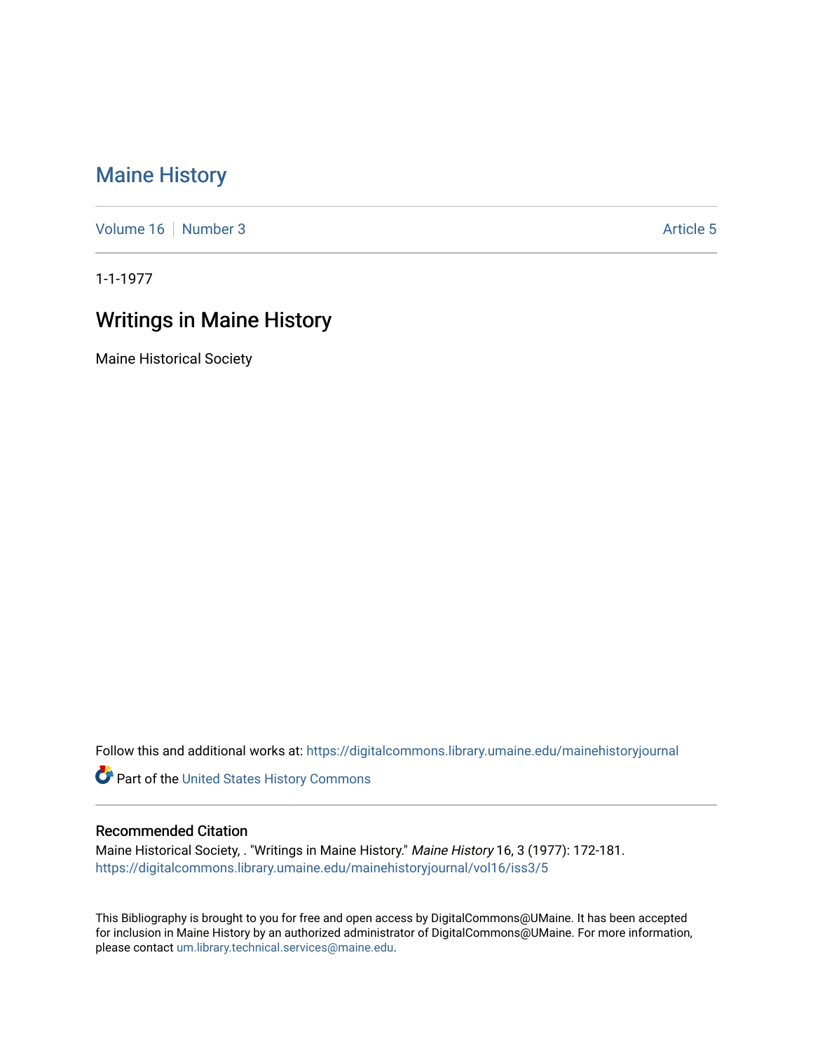# Maine History

Volume 16 | Number 3 | Article 5

1-1-1977

## Writings in Maine History

Maine Historical Society

Follow this and additional works at: https://digitalcommons.library.umaine.edu/mainehistoryjournal

Part of the United States History Commons

### Recommended Citation

Maine Historical Society, . "Writings in Maine History." *Maine History* 16, 3 (1977): 172-181.
https://digitalcommons.library.umaine.edu/mainehistoryjournal/vol16/iss3/5

This Bibliography is brought to you for free and open access by DigitalCommons@UMaine. It has been accepted for inclusion in Maine History by an authorized administrator of DigitalCommons@UMaine. For more information, please contact um.library.technical.services@maine.edu.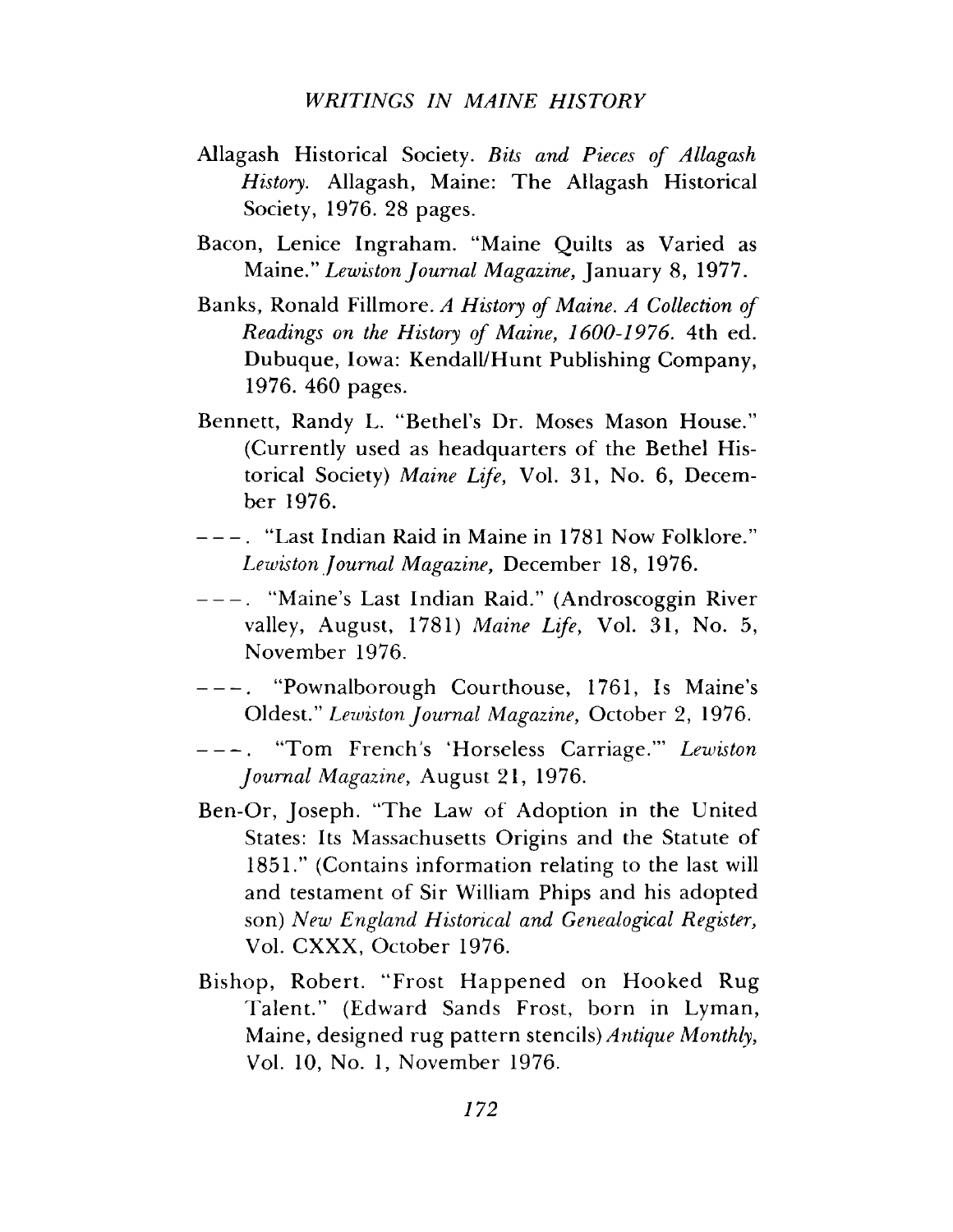Allagash Historical Society. *Bits and Pieces of Allagash History.* Allagash, Maine: The Allagash Historical Society, 1976. 28 pages.

Bacon, Lenice Ingraham. "Maine Quilts as Varied as Maine." *Lewiston Journal Magazine,* January 8, 1977.

Banks, Ronald Fillmore. *A History of Maine. A Collection of Readings on the History of Maine, 1600-1976.* 4th ed. Dubuque, Iowa: Kendall/Hunt Publishing Company, 1976. 460 pages.

Bennett, Randy L. "Bethel's Dr. Moses Mason House." (Currently used as headquarters of the Bethel Historical Society) *Maine Life,* Vol. 31, No. 6, December 1976.

---. "Last Indian Raid in Maine in 1781 Now Folklore." *Lewiston Journal Magazine,* December 18, 1976.

---. "Maine's Last Indian Raid." (Androscoggin River valley, August, 1781) *Maine Life,* Vol. 31, No. 5, November 1976.

---. "Pownalborough Courthouse, 1761, Is Maine's Oldest." *Lewiston Journal Magazine,* October 2, 1976.

---. "Tom French's 'Horseless Carriage.'" *Lewiston Journal Magazine,* August 21, 1976.

Ben-Or, Joseph. "The Law of Adoption in the United States: Its Massachusetts Origins and the Statute of 1851." (Contains information relating to the last will and testament of Sir William Phips and his adopted son) *New England Historical and Genealogical Register,* Vol. CXXX, October 1976.

Bishop, Robert. "Frost Happened on Hooked Rug Talent." (Edward Sands Frost, born in Lyman, Maine, designed rug pattern stencils) *Antique Monthly,* Vol. 10, No. 1, November 1976.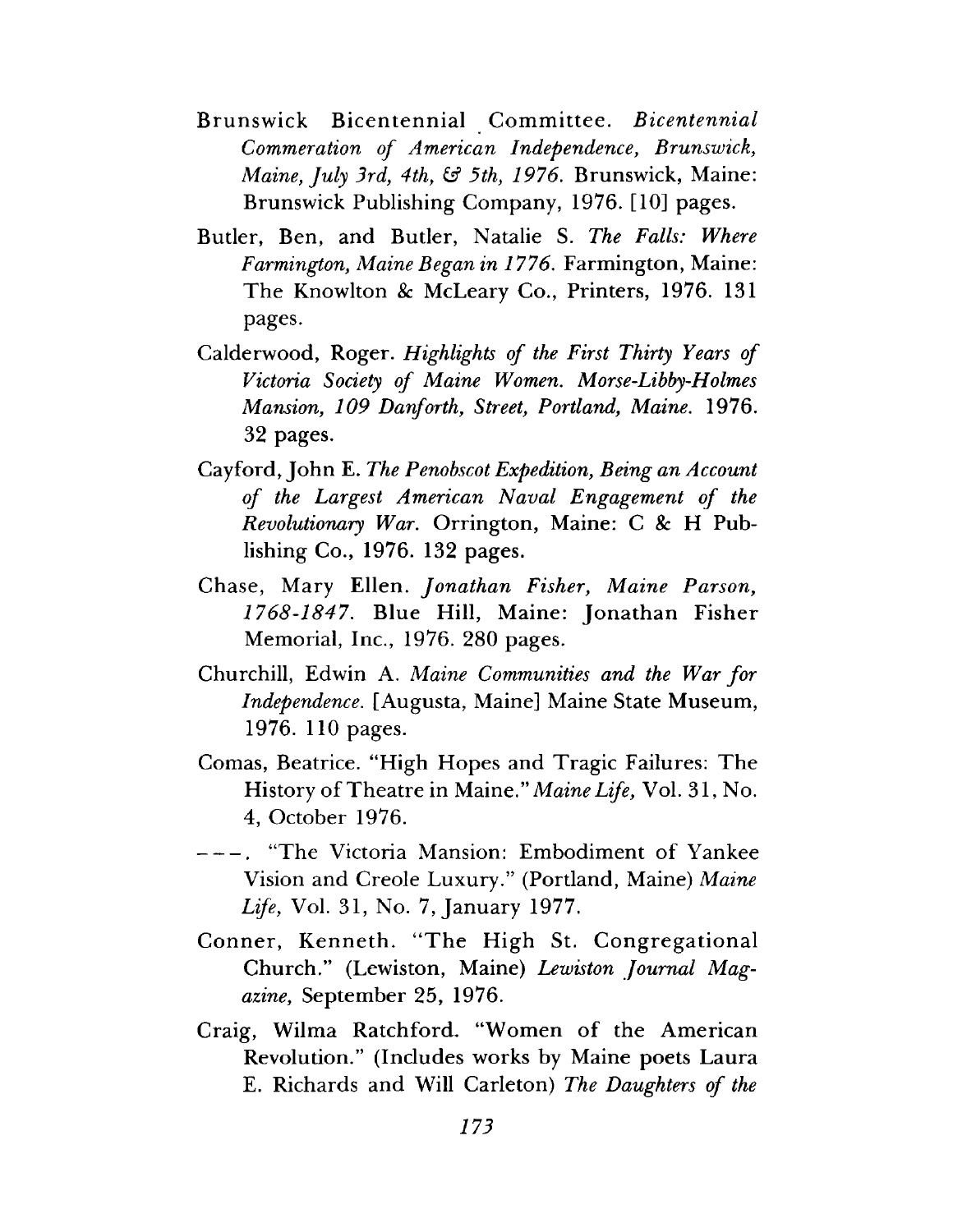Brunswick Bicentennial Committee. *Bicentennial Commeration of American Independence, Brunswick, Maine, July 3rd, 4th, & 5th, 1976.* Brunswick, Maine: Brunswick Publishing Company, 1976. [10] pages.

Butler, Ben, and Butler, Natalie S. *The Falls: Where Farmington, Maine Began in 1776.* Farmington, Maine: The Knowlton & McLeary Co., Printers, 1976. 131 pages.

Calderwood, Roger. *Highlights of the First Thirty Years of Victoria Society of Maine Women. Morse-Libby-Holmes Mansion, 109 Danforth, Street, Portland, Maine.* 1976. 32 pages.

Cayford, John E. *The Penobscot Expedition, Being an Account of the Largest American Naval Engagement of the Revolutionary War.* Orrington, Maine: C & H Publishing Co., 1976. 132 pages.

Chase, Mary Ellen. *Jonathan Fisher, Maine Parson, 1768-1847.* Blue Hill, Maine: Jonathan Fisher Memorial, Inc., 1976. 280 pages.

Churchill, Edwin A. *Maine Communities and the War for Independence.* [Augusta, Maine] Maine State Museum, 1976. 110 pages.

Comas, Beatrice. "High Hopes and Tragic Failures: The History of Theatre in Maine." *Maine Life,* Vol. 31, No. 4, October 1976.

---. "The Victoria Mansion: Embodiment of Yankee Vision and Creole Luxury." (Portland, Maine) *Maine Life,* Vol. 31, No. 7, January 1977.

Conner, Kenneth. "The High St. Congregational Church." (Lewiston, Maine) *Lewiston Journal Magazine,* September 25, 1976.

Craig, Wilma Ratchford. "Women of the American Revolution." (Includes works by Maine poets Laura E. Richards and Will Carleton) *The Daughters of the*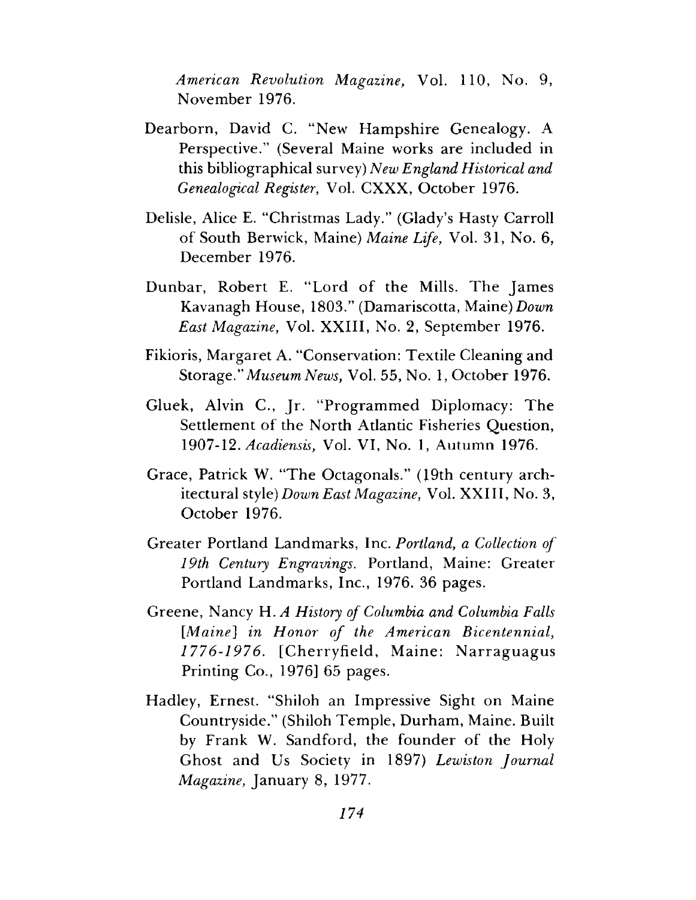*American Revolution Magazine,* Vol. 110, No. 9, November 1976.

Dearborn, David C. "New Hampshire Genealogy. A Perspective." (Several Maine works are included in this bibliographical survey) *New England Historical and Genealogical Register,* Vol. CXXX, October 1976.

Delisle, Alice E. "Christmas Lady." (Glady's Hasty Carroll of South Berwick, Maine) *Maine Life,* Vol. 31, No. 6, December 1976.

Dunbar, Robert E. "Lord of the Mills. The James Kavanagh House, 1803." (Damariscotta, Maine) *Down East Magazine,* Vol. XXIII, No. 2, September 1976.

Fikioris, Margaret A. "Conservation: Textile Cleaning and Storage." *Museum News,* Vol. 55, No. 1, October 1976.

Gluek, Alvin C., Jr. "Programmed Diplomacy: The Settlement of the North Atlantic Fisheries Question, 1907-12. *Acadiensis,* Vol. VI, No. 1, Autumn 1976.

Grace, Patrick W. "The Octagonals." (19th century architectural style) *Down East Magazine,* Vol. XXIII, No. 3, October 1976.

Greater Portland Landmarks, Inc. *Portland, a Collection of 19th Century Engravings.* Portland, Maine: Greater Portland Landmarks, Inc., 1976. 36 pages.

Greene, Nancy H. *A History of Columbia and Columbia Falls [Maine] in Honor of the American Bicentennial, 1776-1976.* [Cherryfield, Maine: Narraguagus Printing Co., 1976] 65 pages.

Hadley, Ernest. "Shiloh an Impressive Sight on Maine Countryside." (Shiloh Temple, Durham, Maine. Built by Frank W. Sandford, the founder of the Holy Ghost and Us Society in 1897) *Lewiston Journal Magazine,* January 8, 1977.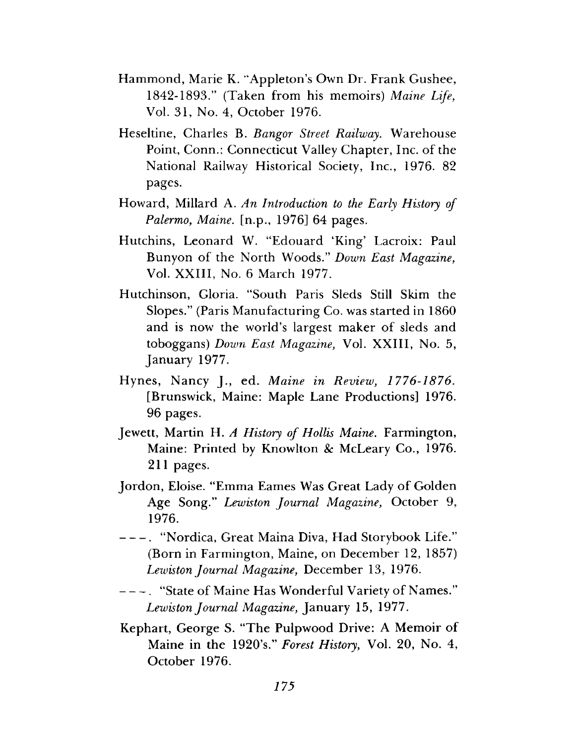Hammond, Marie K. "Appleton's Own Dr. Frank Gushee, 1842-1893." (Taken from his memoirs) *Maine Life,* Vol. 31, No. 4, October 1976.

Heseltine, Charles B. *Bangor Street Railway.* Warehouse Point, Conn.: Connecticut Valley Chapter, Inc. of the National Railway Historical Society, Inc., 1976. 82 pages.

Howard, Millard A. *An Introduction to the Early History of Palermo, Maine.* [n.p., 1976] 64 pages.

Hutchins, Leonard W. "Edouard 'King' Lacroix: Paul Bunyon of the North Woods." *Down East Magazine,* Vol. XXIII, No. 6 March 1977.

Hutchinson, Gloria. "South Paris Sleds Still Skim the Slopes." (Paris Manufacturing Co. was started in 1860 and is now the world's largest maker of sleds and toboggans) *Down East Magazine,* Vol. XXIII, No. 5, January 1977.

Hynes, Nancy J., ed. *Maine in Review, 1776-1876.* [Brunswick, Maine: Maple Lane Productions] 1976. 96 pages.

Jewett, Martin H. *A History of Hollis Maine.* Farmington, Maine: Printed by Knowlton & McLeary Co., 1976. 211 pages.

Jordon, Eloise. "Emma Eames Was Great Lady of Golden Age Song." *Lewiston Journal Magazine,* October 9, 1976.

---. "Nordica, Great Maina Diva, Had Storybook Life." (Born in Farmington, Maine, on December 12, 1857) *Lewiston Journal Magazine,* December 13, 1976.

---. "State of Maine Has Wonderful Variety of Names." *Lewiston Journal Magazine,* January 15, 1977.

Kephart, George S. "The Pulpwood Drive: A Memoir of Maine in the 1920's." *Forest History,* Vol. 20, No. 4, October 1976.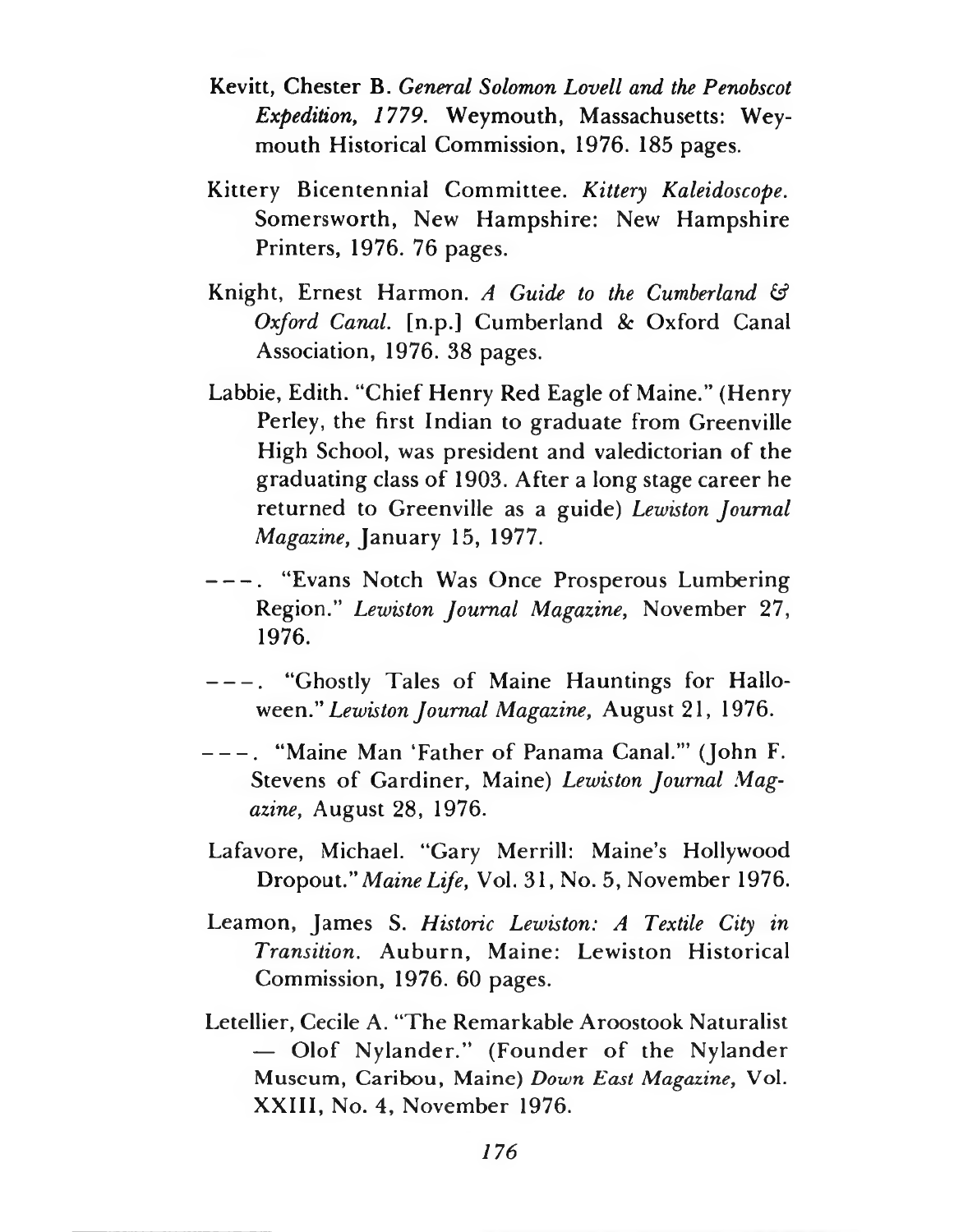Kevitt, Chester B. *General Solomon Lovell and the Penobscot Expedition, 1779.* Weymouth, Massachusetts: Weymouth Historical Commission, 1976. 185 pages.

Kittery Bicentennial Committee. *Kittery Kaleidoscope.* Somersworth, New Hampshire: New Hampshire Printers, 1976. 76 pages.

Knight, Ernest Harmon. *A Guide to the Cumberland & Oxford Canal.* [n.p.] Cumberland & Oxford Canal Association, 1976. 38 pages.

Labbie, Edith. "Chief Henry Red Eagle of Maine." (Henry Perley, the first Indian to graduate from Greenville High School, was president and valedictorian of the graduating class of 1903. After a long stage career he returned to Greenville as a guide) *Lewiston Journal Magazine,* January 15, 1977.

---. "Evans Notch Was Once Prosperous Lumbering Region." *Lewiston Journal Magazine,* November 27, 1976.

---. "Ghostly Tales of Maine Hauntings for Halloween." *Lewiston Journal Magazine,* August 21, 1976.

---. "Maine Man 'Father of Panama Canal.'" (John F. Stevens of Gardiner, Maine) *Lewiston Journal Magazine,* August 28, 1976.

Lafavore, Michael. "Gary Merrill: Maine's Hollywood Dropout." *Maine Life,* Vol. 31, No. 5, November 1976.

Leamon, James S. *Historic Lewiston: A Textile City in Transition.* Auburn, Maine: Lewiston Historical Commission, 1976. 60 pages.

Letellier, Cecile A. "The Remarkable Aroostook Naturalist — Olof Nylander." (Founder of the Nylander Museum, Caribou, Maine) *Down East Magazine,* Vol. XXIII, No. 4, November 1976.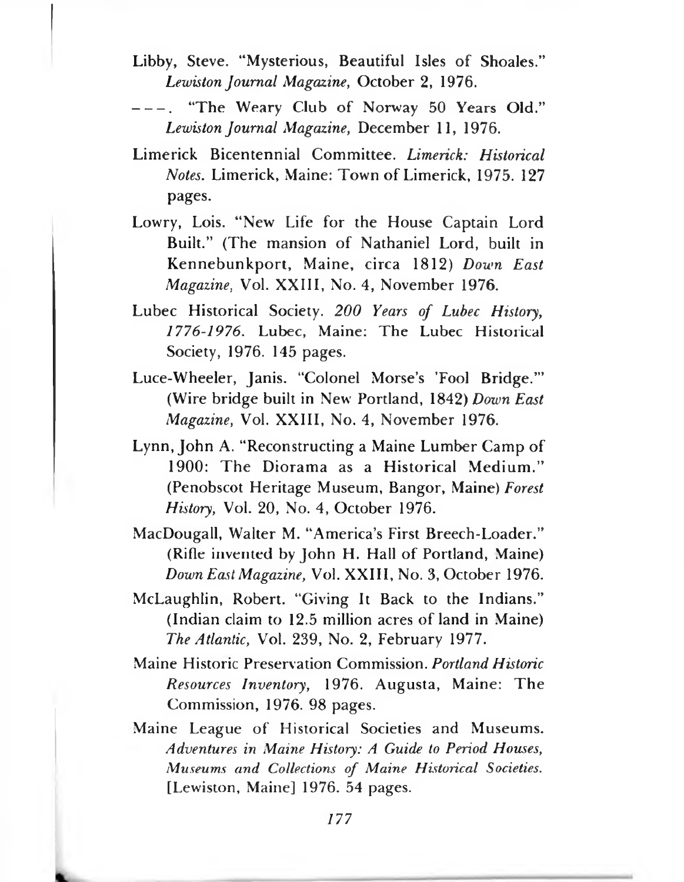Libby, Steve. "Mysterious, Beautiful Isles of Shoales." *Lewiston Journal Magazine*, October 2, 1976.

---. "The Weary Club of Norway 50 Years Old." *Lewiston Journal Magazine*, December 11, 1976.

Limerick Bicentennial Committee. *Limerick: Historical Notes*. Limerick, Maine: Town of Limerick, 1975. 127 pages.

Lowry, Lois. "New Life for the House Captain Lord Built." (The mansion of Nathaniel Lord, built in Kennebunkport, Maine, circa 1812) *Down East Magazine*, Vol. XXIII, No. 4, November 1976.

Lubec Historical Society. *200 Years of Lubec History, 1776-1976*. Lubec, Maine: The Lubec Historical Society, 1976. 145 pages.

Luce-Wheeler, Janis. "Colonel Morse's 'Fool Bridge.'" (Wire bridge built in New Portland, 1842) *Down East Magazine*, Vol. XXIII, No. 4, November 1976.

Lynn, John A. "Reconstructing a Maine Lumber Camp of 1900: The Diorama as a Historical Medium." (Penobscot Heritage Museum, Bangor, Maine) *Forest History*, Vol. 20, No. 4, October 1976.

MacDougall, Walter M. "America's First Breech-Loader." (Rifle invented by John H. Hall of Portland, Maine) *Down East Magazine*, Vol. XXIII, No. 3, October 1976.

McLaughlin, Robert. "Giving It Back to the Indians." (Indian claim to 12.5 million acres of land in Maine) *The Atlantic*, Vol. 239, No. 2, February 1977.

Maine Historic Preservation Commission. *Portland Historic Resources Inventory*, 1976. Augusta, Maine: The Commission, 1976. 98 pages.

Maine League of Historical Societies and Museums. *Adventures in Maine History: A Guide to Period Houses, Museums and Collections of Maine Historical Societies.* [Lewiston, Maine] 1976. 54 pages.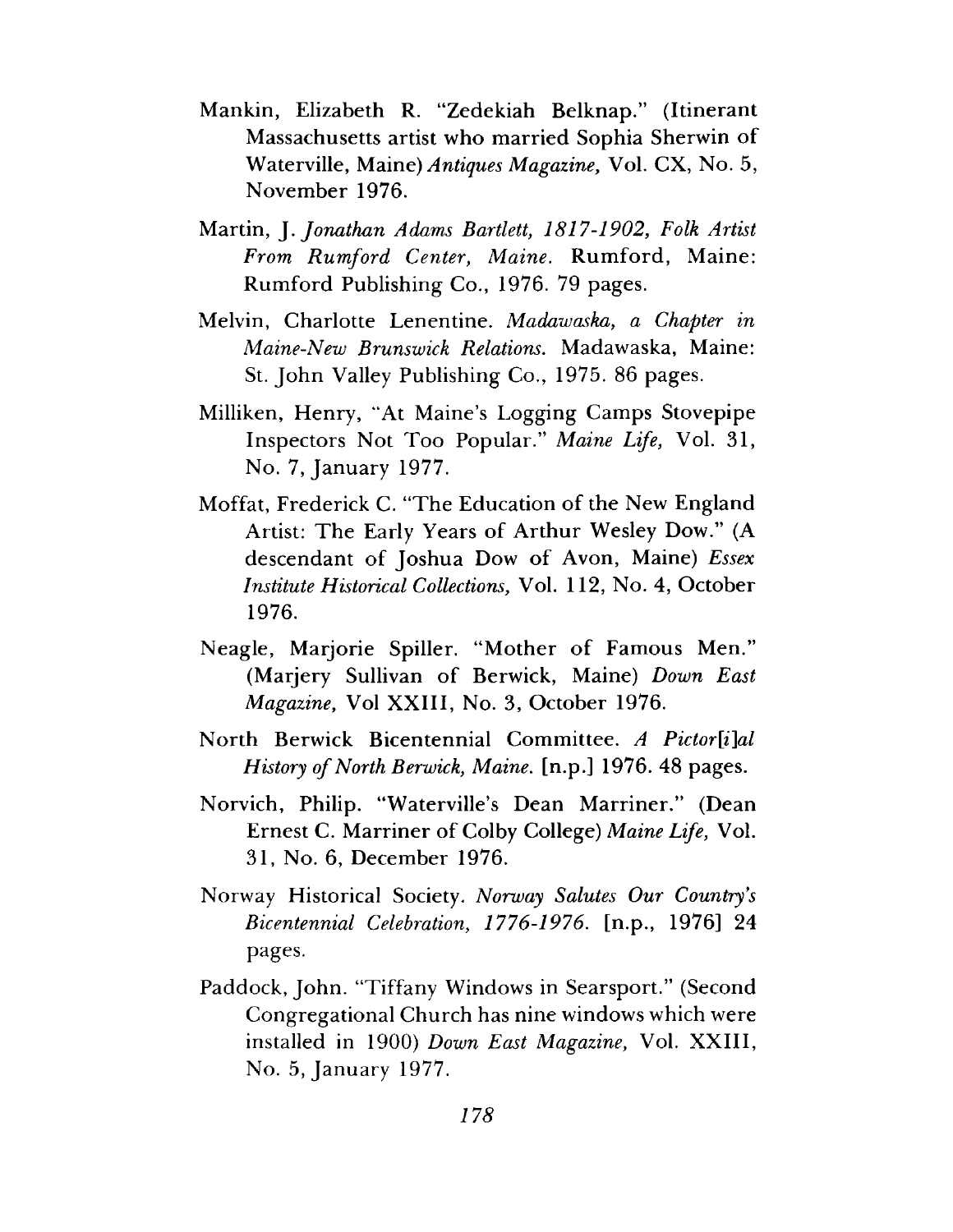Mankin, Elizabeth R. "Zedekiah Belknap." (Itinerant Massachusetts artist who married Sophia Sherwin of Waterville, Maine) *Antiques Magazine,* Vol. CX, No. 5, November 1976.

Martin, J. *Jonathan Adams Bartlett, 1817-1902, Folk Artist From Rumford Center, Maine.* Rumford, Maine: Rumford Publishing Co., 1976. 79 pages.

Melvin, Charlotte Lenentine. *Madawaska, a Chapter in Maine-New Brunswick Relations.* Madawaska, Maine: St. John Valley Publishing Co., 1975. 86 pages.

Milliken, Henry, "At Maine's Logging Camps Stovepipe Inspectors Not Too Popular." *Maine Life,* Vol. 31, No. 7, January 1977.

Moffat, Frederick C. "The Education of the New England Artist: The Early Years of Arthur Wesley Dow." (A descendant of Joshua Dow of Avon, Maine) *Essex Institute Historical Collections,* Vol. 112, No. 4, October 1976.

Neagle, Marjorie Spiller. "Mother of Famous Men." (Marjery Sullivan of Berwick, Maine) *Down East Magazine,* Vol XXIII, No. 3, October 1976.

North Berwick Bicentennial Committee. *A Pictor[i]al History of North Berwick, Maine.* [n.p.] 1976. 48 pages.

Norvich, Philip. "Waterville's Dean Marriner." (Dean Ernest C. Marriner of Colby College) *Maine Life,* Vol. 31, No. 6, December 1976.

Norway Historical Society. *Norway Salutes Our Country's Bicentennial Celebration, 1776-1976.* [n.p., 1976] 24 pages.

Paddock, John. "Tiffany Windows in Searsport." (Second Congregational Church has nine windows which were installed in 1900) *Down East Magazine,* Vol. XXIII, No. 5, January 1977.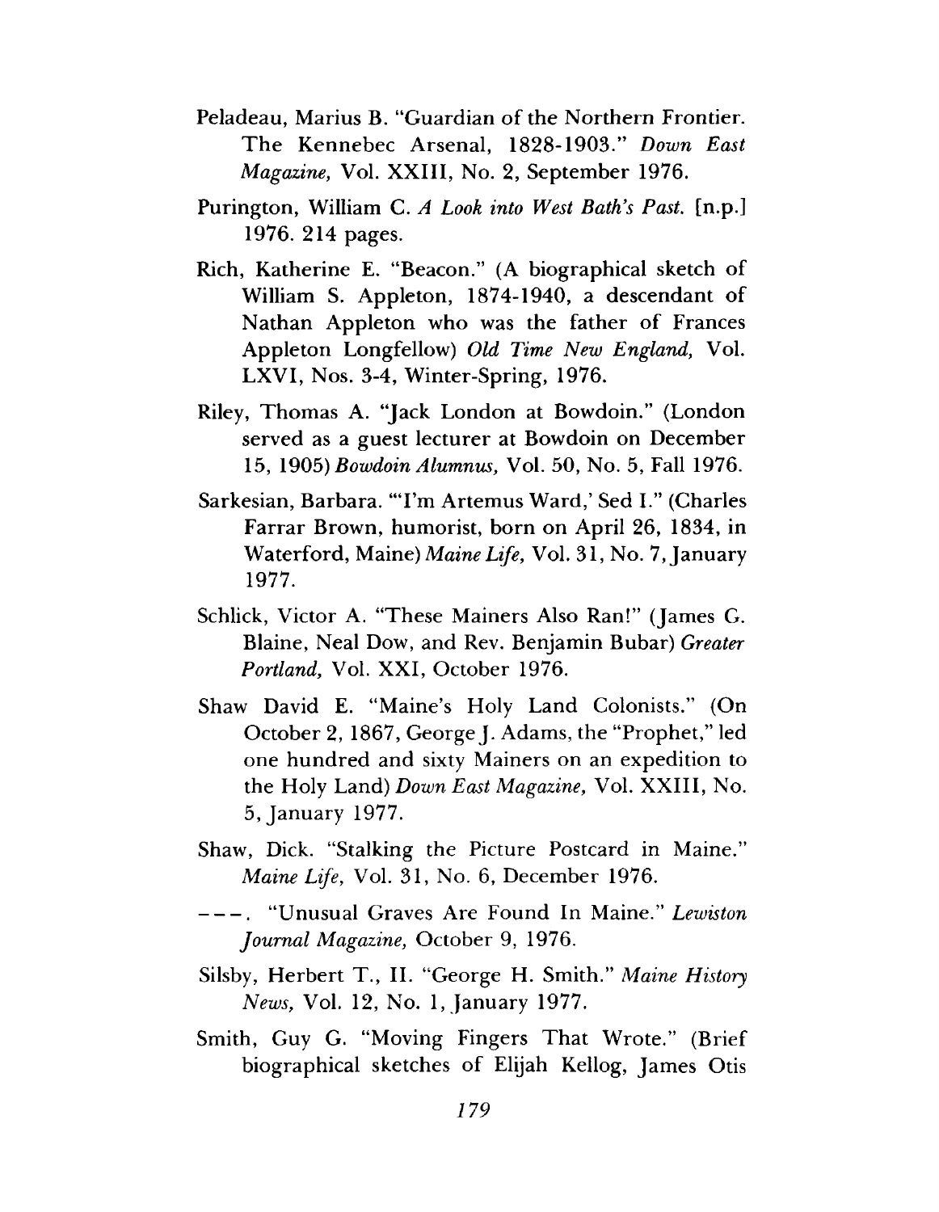Peladeau, Marius B. "Guardian of the Northern Frontier. The Kennebec Arsenal, 1828-1903." *Down East Magazine,* Vol. XXIII, No. 2, September 1976.

Purington, William C. *A Look into West Bath's Past.* [n.p.] 1976. 214 pages.

Rich, Katherine E. "Beacon." (A biographical sketch of William S. Appleton, 1874-1940, a descendant of Nathan Appleton who was the father of Frances Appleton Longfellow) *Old Time New England,* Vol. LXVI, Nos. 3-4, Winter-Spring, 1976.

Riley, Thomas A. "Jack London at Bowdoin." (London served as a guest lecturer at Bowdoin on December 15, 1905) *Bowdoin Alumnus,* Vol. 50, No. 5, Fall 1976.

Sarkesian, Barbara. "'I'm Artemus Ward,' Sed I." (Charles Farrar Brown, humorist, born on April 26, 1834, in Waterford, Maine) *Maine Life,* Vol. 31, No. 7, January 1977.

Schlick, Victor A. "These Mainers Also Ran!" (James G. Blaine, Neal Dow, and Rev. Benjamin Bubar) *Greater Portland,* Vol. XXI, October 1976.

Shaw David E. "Maine's Holy Land Colonists." (On October 2, 1867, George J. Adams, the "Prophet," led one hundred and sixty Mainers on an expedition to the Holy Land) *Down East Magazine,* Vol. XXIII, No. 5, January 1977.

Shaw, Dick. "Stalking the Picture Postcard in Maine." *Maine Life,* Vol. 31, No. 6, December 1976.

---. "Unusual Graves Are Found In Maine." *Lewiston Journal Magazine,* October 9, 1976.

Silsby, Herbert T., II. "George H. Smith." *Maine History News,* Vol. 12, No. 1, January 1977.

Smith, Guy G. "Moving Fingers That Wrote." (Brief biographical sketches of Elijah Kellog, James Otis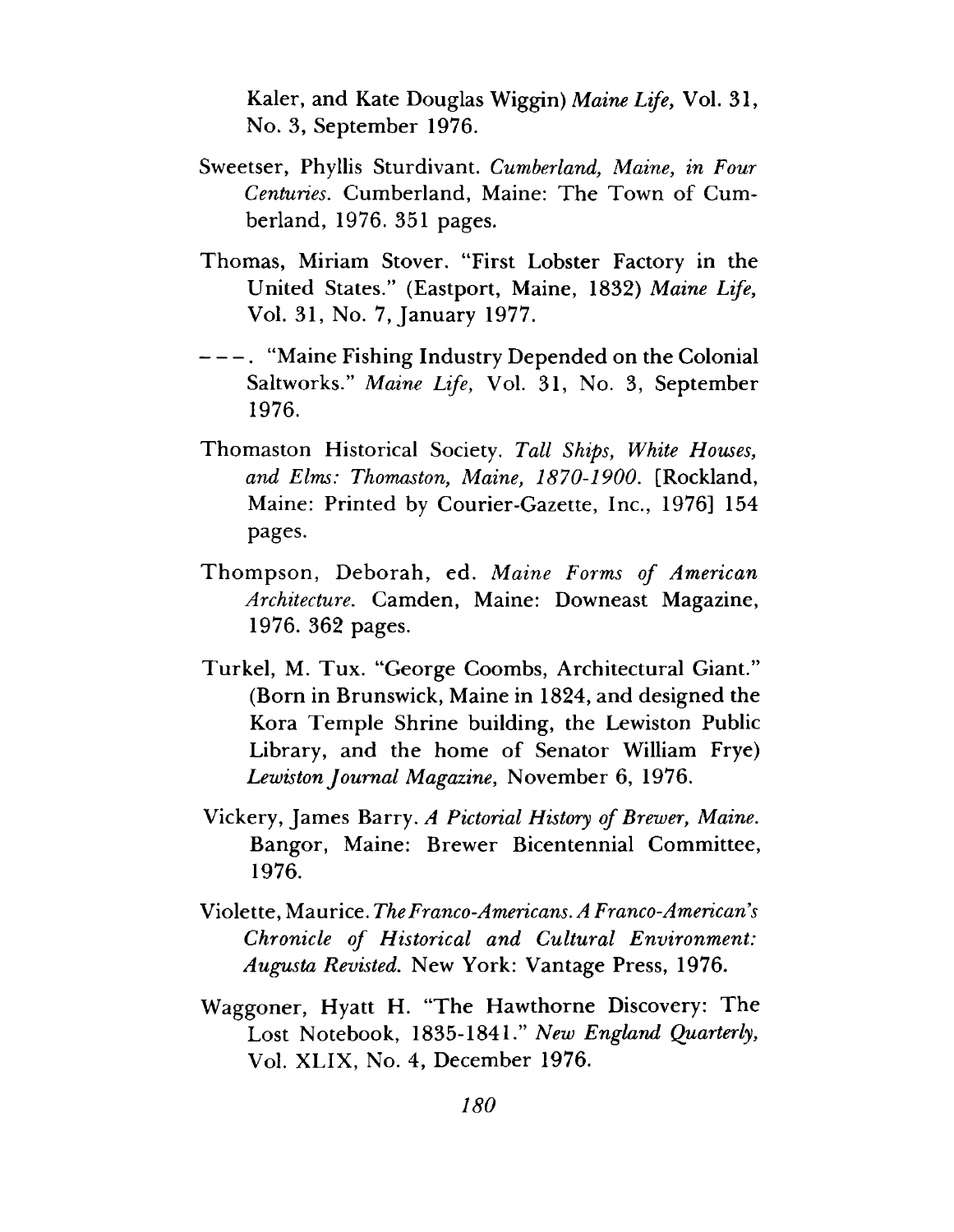Kaler, and Kate Douglas Wiggin) *Maine Life*, Vol. 31, No. 3, September 1976.

Sweetser, Phyllis Sturdivant. *Cumberland, Maine, in Four Centuries*. Cumberland, Maine: The Town of Cumberland, 1976. 351 pages.

Thomas, Miriam Stover. "First Lobster Factory in the United States." (Eastport, Maine, 1832) *Maine Life*, Vol. 31, No. 7, January 1977.

---. "Maine Fishing Industry Depended on the Colonial Saltworks." *Maine Life*, Vol. 31, No. 3, September 1976.

Thomaston Historical Society. *Tall Ships, White Houses, and Elms: Thomaston, Maine, 1870-1900*. [Rockland, Maine: Printed by Courier-Gazette, Inc., 1976] 154 pages.

Thompson, Deborah, ed. *Maine Forms of American Architecture*. Camden, Maine: Downeast Magazine, 1976. 362 pages.

Turkel, M. Tux. "George Coombs, Architectural Giant." (Born in Brunswick, Maine in 1824, and designed the Kora Temple Shrine building, the Lewiston Public Library, and the home of Senator William Frye) *Lewiston Journal Magazine*, November 6, 1976.

Vickery, James Barry. *A Pictorial History of Brewer, Maine*. Bangor, Maine: Brewer Bicentennial Committee, 1976.

Violette, Maurice. *The Franco-Americans. A Franco-American's Chronicle of Historical and Cultural Environment: Augusta Revisted*. New York: Vantage Press, 1976.

Waggoner, Hyatt H. "The Hawthorne Discovery: The Lost Notebook, 1835-1841." *New England Quarterly*, Vol. XLIX, No. 4, December 1976.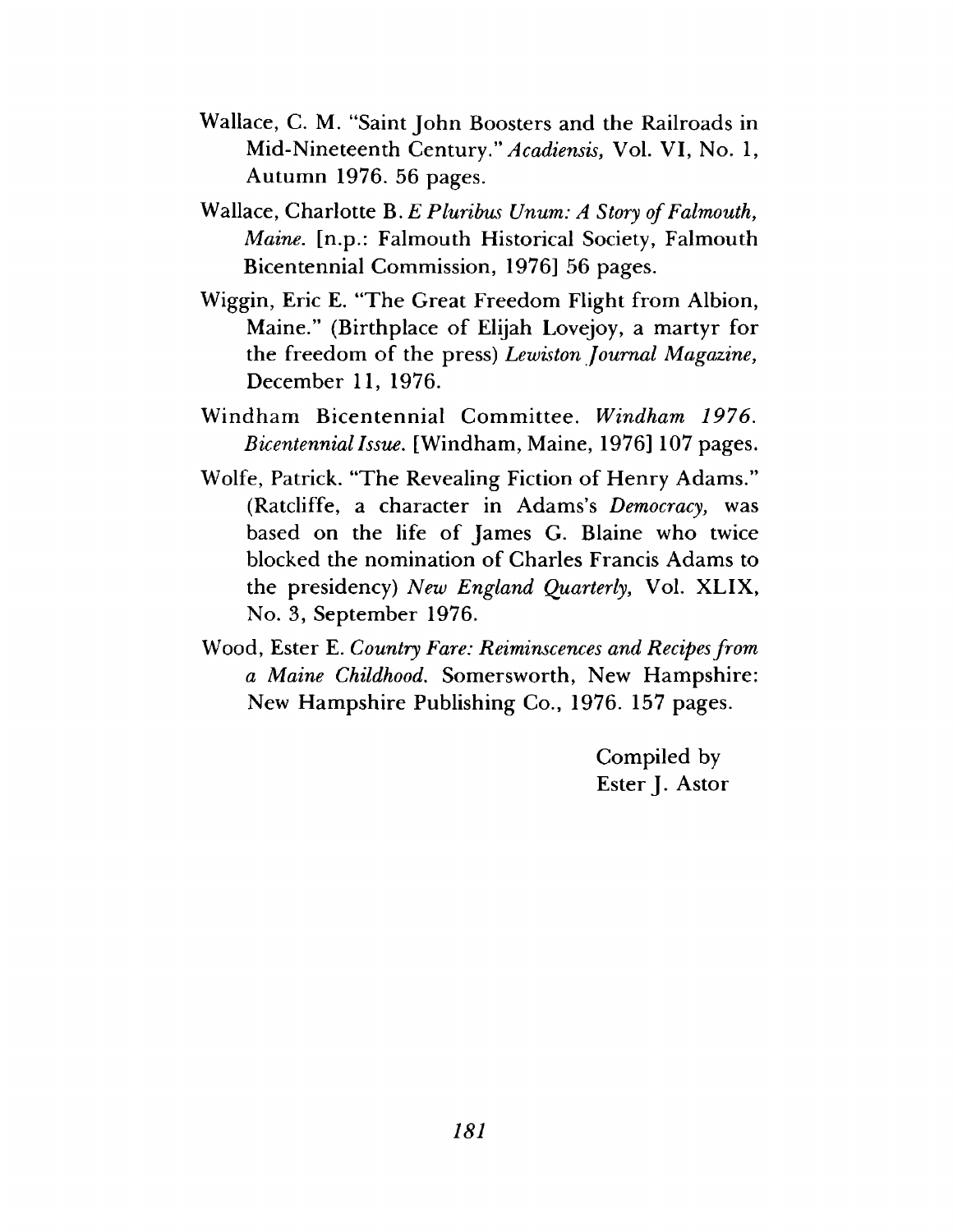Wallace, C. M. "Saint John Boosters and the Railroads in Mid-Nineteenth Century." *Acadiensis,* Vol. VI, No. 1, Autumn 1976. 56 pages.

Wallace, Charlotte B. *E Pluribus Unum: A Story of Falmouth, Maine.* [n.p.: Falmouth Historical Society, Falmouth Bicentennial Commission, 1976] 56 pages.

Wiggin, Eric E. "The Great Freedom Flight from Albion, Maine." (Birthplace of Elijah Lovejoy, a martyr for the freedom of the press) *Lewiston Journal Magazine,* December 11, 1976.

Windham Bicentennial Committee. *Windham 1976. Bicentennial Issue.* [Windham, Maine, 1976] 107 pages.

Wolfe, Patrick. "The Revealing Fiction of Henry Adams." (Ratcliffe, a character in Adams's *Democracy,* was based on the life of James G. Blaine who twice blocked the nomination of Charles Francis Adams to the presidency) *New England Quarterly,* Vol. XLIX, No. 3, September 1976.

Wood, Ester E. *Country Fare: Reiminscences and Recipes from a Maine Childhood.* Somersworth, New Hampshire: New Hampshire Publishing Co., 1976. 157 pages.

Compiled by
Ester J. Astor